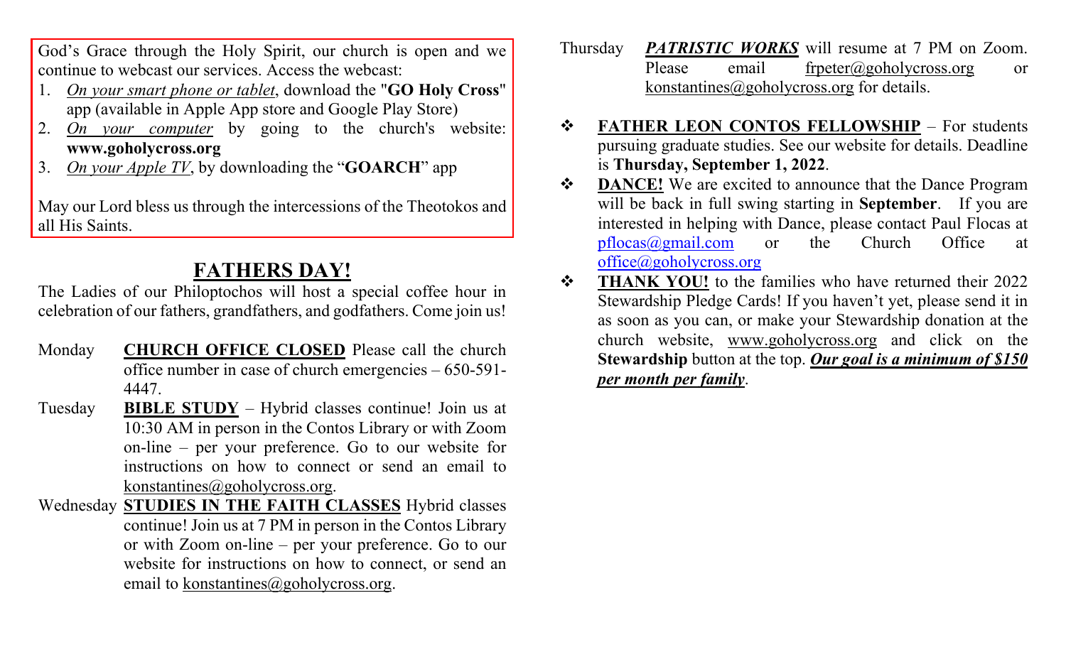God's Grace through the Holy Spirit, our church is open and we continue to webcast our services. Access the webcast:

1. *On your smart phone or tablet*, download the "**GO Holy Cross**" app (available in Apple App store and Google Play Store)
2. *On your computer* by going to the church's website: **www.goholycross.org**
3. *On your Apple TV*, by downloading the "**GOARCH**" app

May our Lord bless us through the intercessions of the Theotokos and all His Saints.

## FATHERS DAY!

The Ladies of our Philoptochos will host a special coffee hour in celebration of our fathers, grandfathers, and godfathers. Come join us!

Monday **CHURCH OFFICE CLOSED** Please call the church office number in case of church emergencies – 650-591-4447.

Tuesday **BIBLE STUDY** – Hybrid classes continue! Join us at 10:30 AM in person in the Contos Library or with Zoom on-line – per your preference. Go to our website for instructions on how to connect or send an email to konstantines@goholycross.org.

Wednesday **STUDIES IN THE FAITH CLASSES** Hybrid classes continue! Join us at 7 PM in person in the Contos Library or with Zoom on-line – per your preference. Go to our website for instructions on how to connect, or send an email to konstantines@goholycross.org.

Thursday ***PATRISTIC WORKS*** will resume at 7 PM on Zoom. Please email frpeter@goholycross.org or konstantines@goholycross.org for details.

- **FATHER LEON CONTOS FELLOWSHIP** – For students pursuing graduate studies. See our website for details. Deadline is **Thursday, September 1, 2022**.
- **DANCE!** We are excited to announce that the Dance Program will be back in full swing starting in **September**. If you are interested in helping with Dance, please contact Paul Flocas at pflocas@gmail.com or the Church Office at office@goholycross.org
- **THANK YOU!** to the families who have returned their 2022 Stewardship Pledge Cards! If you haven't yet, please send it in as soon as you can, or make your Stewardship donation at the church website, www.goholycross.org and click on the **Stewardship** button at the top. ***Our goal is a minimum of $150 per month per family***.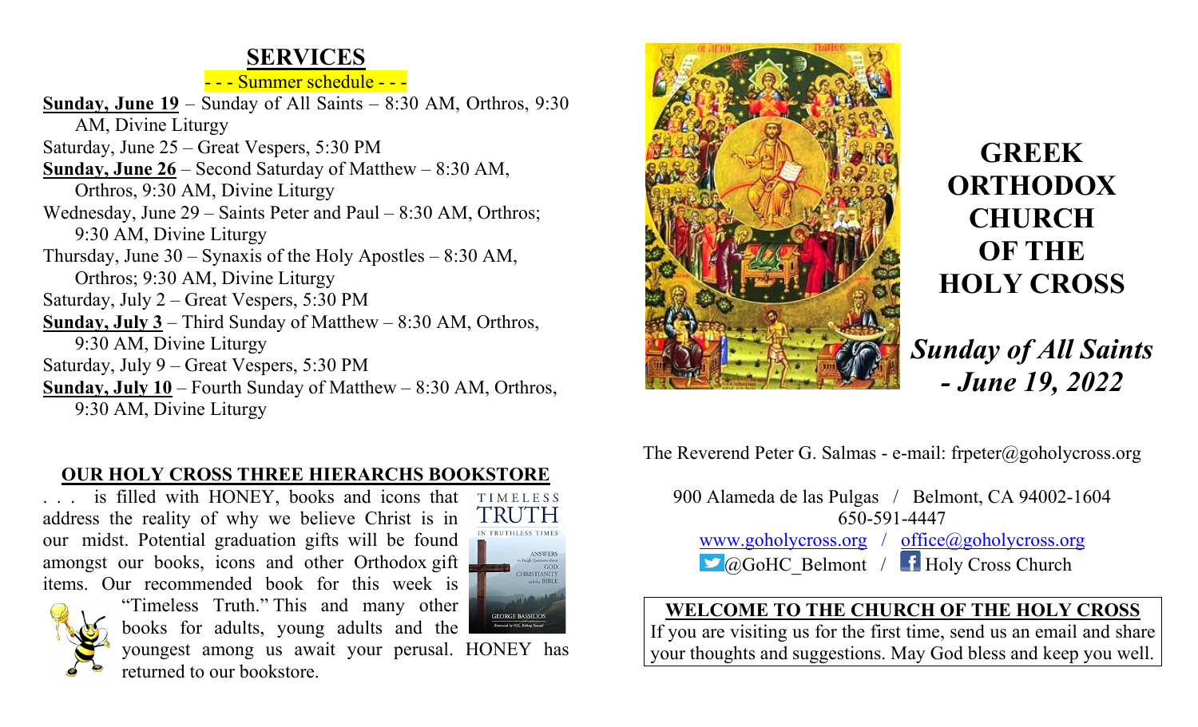## SERVICES

- - - Summer schedule - - -

**Sunday, June 19** – Sunday of All Saints – 8:30 AM, Orthros, 9:30 AM, Divine Liturgy

Saturday, June 25 – Great Vespers, 5:30 PM

**Sunday, June 26** – Second Saturday of Matthew – 8:30 AM, Orthros, 9:30 AM, Divine Liturgy

Wednesday, June 29 – Saints Peter and Paul – 8:30 AM, Orthros; 9:30 AM, Divine Liturgy

Thursday, June 30 – Synaxis of the Holy Apostles – 8:30 AM, Orthros; 9:30 AM, Divine Liturgy

Saturday, July 2 – Great Vespers, 5:30 PM

**Sunday, July 3** – Third Sunday of Matthew – 8:30 AM, Orthros, 9:30 AM, Divine Liturgy

Saturday, July 9 – Great Vespers, 5:30 PM

**Sunday, July 10** – Fourth Sunday of Matthew – 8:30 AM, Orthros, 9:30 AM, Divine Liturgy

## OUR HOLY CROSS THREE HIERARCHS BOOKSTORE

. . . is filled with HONEY, books and icons that address the reality of why we believe Christ is in our midst. Potential graduation gifts will be found amongst our books, icons and other Orthodox gift items. Our recommended book for this week is "Timeless Truth." This and many other books for adults, young adults and the youngest among us await your perusal. HONEY has returned to our bookstore.

# GREEK ORTHODOX CHURCH OF THE HOLY CROSS

***Sunday of All Saints - June 19, 2022***

The Reverend Peter G. Salmas - e-mail: frpeter@goholycross.org

900 Alameda de las Pulgas / Belmont, CA 94002-1604
650-591-4447
www.goholycross.org / office@goholycross.org
@GoHC_Belmont / Holy Cross Church

**WELCOME TO THE CHURCH OF THE HOLY CROSS**

If you are visiting us for the first time, send us an email and share your thoughts and suggestions. May God bless and keep you well.